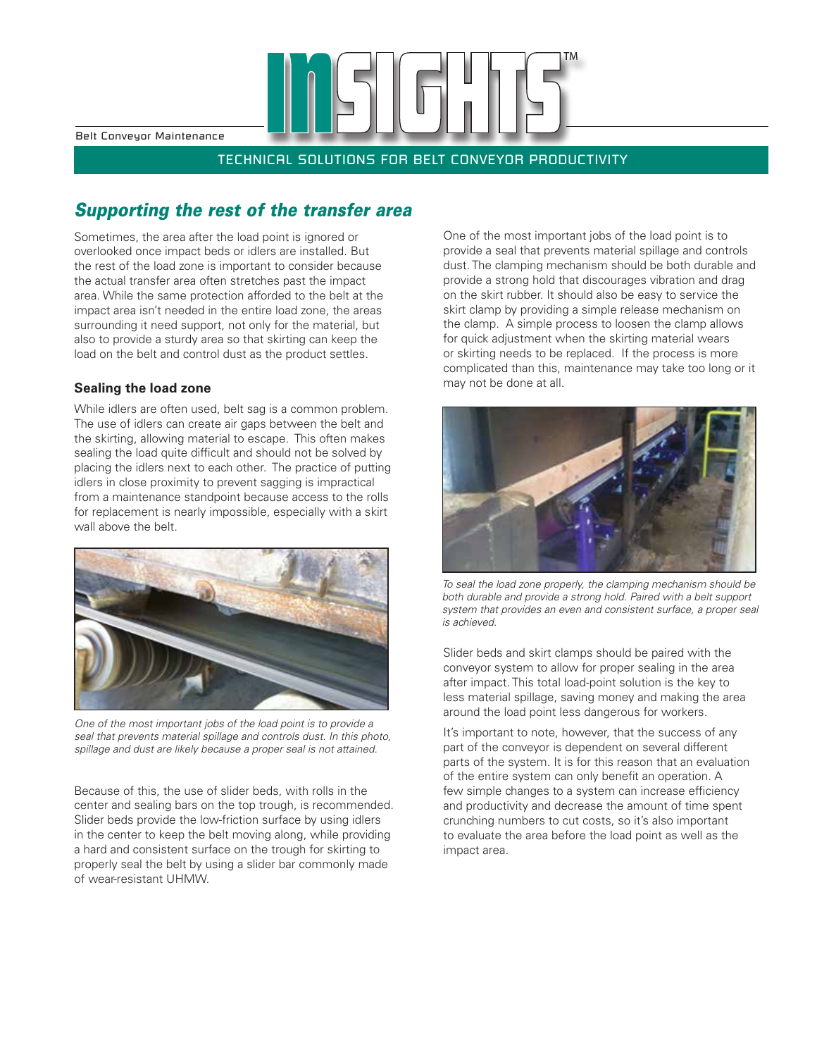# INSIGHTS™

Belt Conveyor Maintenance

TECHNICAL SOLUTIONS FOR BELT CONVEYOR PRODUCTIVITY

## *Supporting the rest of the transfer area*

Sometimes, the area after the load point is ignored or overlooked once impact beds or idlers are installed. But the rest of the load zone is important to consider because the actual transfer area often stretches past the impact area. While the same protection afforded to the belt at the impact area isn't needed in the entire load zone, the areas surrounding it need support, not only for the material, but also to provide a sturdy area so that skirting can keep the load on the belt and control dust as the product settles.

### Sealing the load zone

While idlers are often used, belt sag is a common problem. The use of idlers can create air gaps between the belt and the skirting, allowing material to escape. This often makes sealing the load quite difficult and should not be solved by placing the idlers next to each other. The practice of putting idlers in close proximity to prevent sagging is impractical from a maintenance standpoint because access to the rolls for replacement is nearly impossible, especially with a skirt wall above the belt.

*One of the most important jobs of the load point is to provide a seal that prevents material spillage and controls dust. In this photo, spillage and dust are likely because a proper seal is not attained.*

Because of this, the use of slider beds, with rolls in the center and sealing bars on the top trough, is recommended. Slider beds provide the low-friction surface by using idlers in the center to keep the belt moving along, while providing a hard and consistent surface on the trough for skirting to properly seal the belt by using a slider bar commonly made of wear-resistant UHMW.

One of the most important jobs of the load point is to provide a seal that prevents material spillage and controls dust. The clamping mechanism should be both durable and provide a strong hold that discourages vibration and drag on the skirt rubber. It should also be easy to service the skirt clamp by providing a simple release mechanism on the clamp. A simple process to loosen the clamp allows for quick adjustment when the skirting material wears or skirting needs to be replaced. If the process is more complicated than this, maintenance may take too long or it may not be done at all.

*To seal the load zone properly, the clamping mechanism should be both durable and provide a strong hold. Paired with a belt support system that provides an even and consistent surface, a proper seal is achieved.*

Slider beds and skirt clamps should be paired with the conveyor system to allow for proper sealing in the area after impact. This total load-point solution is the key to less material spillage, saving money and making the area around the load point less dangerous for workers.

It's important to note, however, that the success of any part of the conveyor is dependent on several different parts of the system. It is for this reason that an evaluation of the entire system can only benefit an operation. A few simple changes to a system can increase efficiency and productivity and decrease the amount of time spent crunching numbers to cut costs, so it's also important to evaluate the area before the load point as well as the impact area.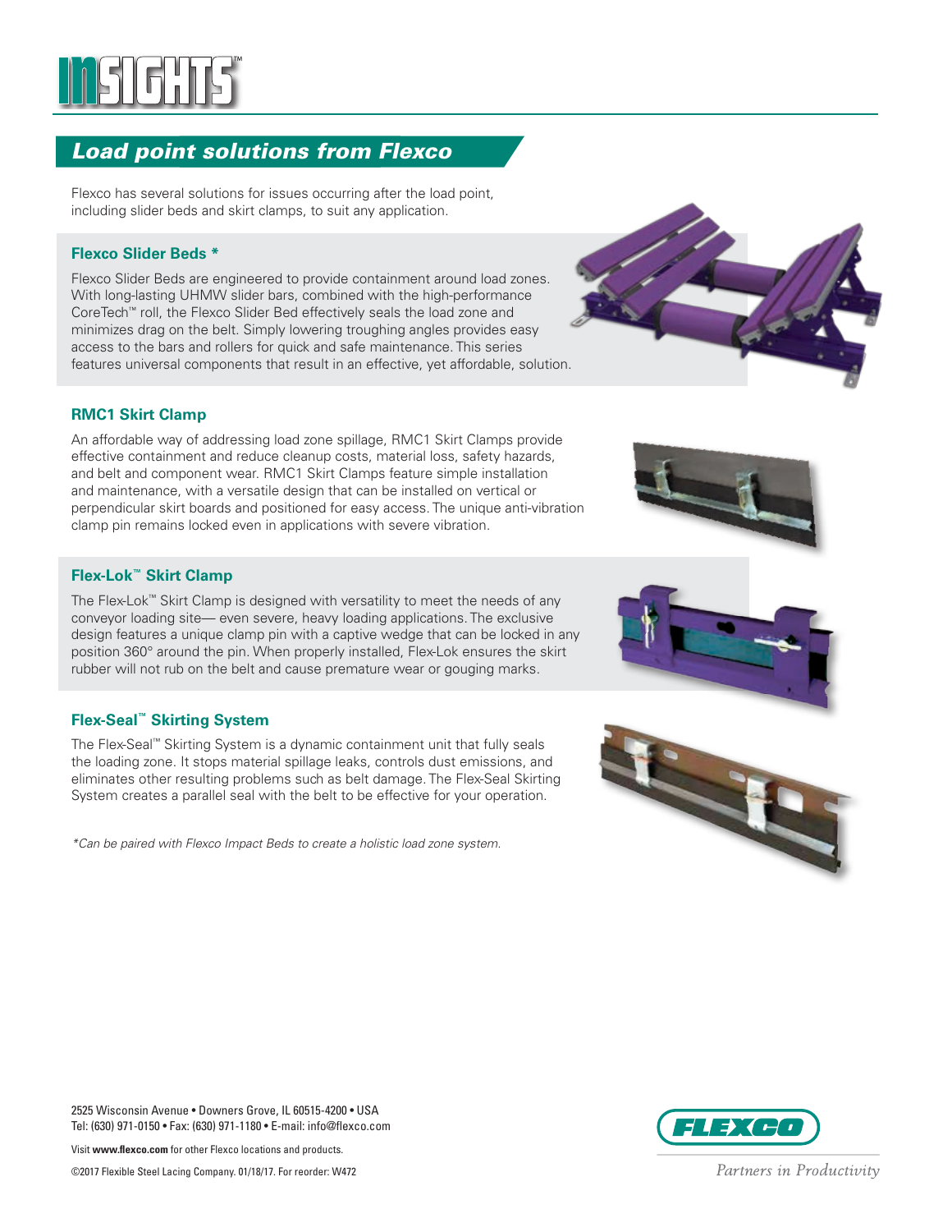# INSIGHTS™

## Load point solutions from Flexco

Flexco has several solutions for issues occurring after the load point, including slider beds and skirt clamps, to suit any application.

### Flexco Slider Beds *

Flexco Slider Beds are engineered to provide containment around load zones. With long-lasting UHMW slider bars, combined with the high-performance CoreTech™ roll, the Flexco Slider Bed effectively seals the load zone and minimizes drag on the belt. Simply lowering troughing angles provides easy access to the bars and rollers for quick and safe maintenance. This series features universal components that result in an effective, yet affordable, solution.

### RMC1 Skirt Clamp

An affordable way of addressing load zone spillage, RMC1 Skirt Clamps provide effective containment and reduce cleanup costs, material loss, safety hazards, and belt and component wear. RMC1 Skirt Clamps feature simple installation and maintenance, with a versatile design that can be installed on vertical or perpendicular skirt boards and positioned for easy access. The unique anti-vibration clamp pin remains locked even in applications with severe vibration.

### Flex-Lok™ Skirt Clamp

The Flex-Lok™ Skirt Clamp is designed with versatility to meet the needs of any conveyor loading site— even severe, heavy loading applications. The exclusive design features a unique clamp pin with a captive wedge that can be locked in any position 360° around the pin. When properly installed, Flex-Lok ensures the skirt rubber will not rub on the belt and cause premature wear or gouging marks.

### Flex-Seal™ Skirting System

The Flex-Seal™ Skirting System is a dynamic containment unit that fully seals the loading zone. It stops material spillage leaks, controls dust emissions, and eliminates other resulting problems such as belt damage. The Flex-Seal Skirting System creates a parallel seal with the belt to be effective for your operation.

*\*Can be paired with Flexco Impact Beds to create a holistic load zone system.*

2525 Wisconsin Avenue • Downers Grove, IL 60515-4200 • USA
Tel: (630) 971-0150 • Fax: (630) 971-1180 • E-mail: info@flexco.com

Visit **www.flexco.com** for other Flexco locations and products.

©2017 Flexible Steel Lacing Company. 01/18/17. For reorder: W472

FLEXCO

*Partners in Productivity*